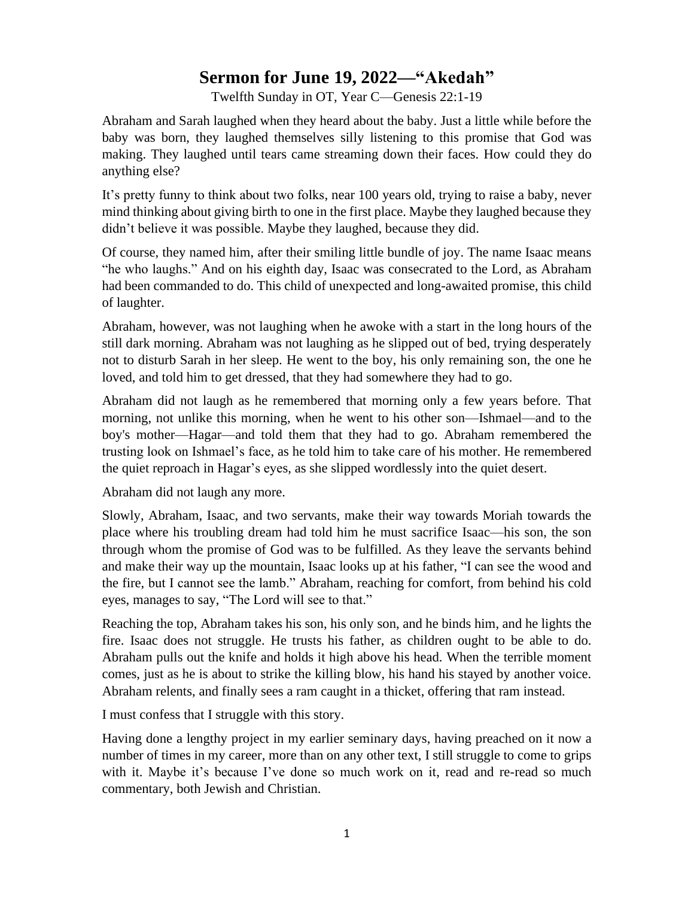# Sermon for June 19, 2022—"Akedah"

Twelfth Sunday in OT, Year C—Genesis 22:1-19

Abraham and Sarah laughed when they heard about the baby. Just a little while before the baby was born, they laughed themselves silly listening to this promise that God was making. They laughed until tears came streaming down their faces. How could they do anything else?

It's pretty funny to think about two folks, near 100 years old, trying to raise a baby, never mind thinking about giving birth to one in the first place. Maybe they laughed because they didn't believe it was possible. Maybe they laughed, because they did.

Of course, they named him, after their smiling little bundle of joy. The name Isaac means "he who laughs." And on his eighth day, Isaac was consecrated to the Lord, as Abraham had been commanded to do. This child of unexpected and long-awaited promise, this child of laughter.

Abraham, however, was not laughing when he awoke with a start in the long hours of the still dark morning. Abraham was not laughing as he slipped out of bed, trying desperately not to disturb Sarah in her sleep. He went to the boy, his only remaining son, the one he loved, and told him to get dressed, that they had somewhere they had to go.

Abraham did not laugh as he remembered that morning only a few years before. That morning, not unlike this morning, when he went to his other son—Ishmael—and to the boy's mother—Hagar—and told them that they had to go. Abraham remembered the trusting look on Ishmael's face, as he told him to take care of his mother. He remembered the quiet reproach in Hagar's eyes, as she slipped wordlessly into the quiet desert.

Abraham did not laugh any more.

Slowly, Abraham, Isaac, and two servants, make their way towards Moriah towards the place where his troubling dream had told him he must sacrifice Isaac—his son, the son through whom the promise of God was to be fulfilled. As they leave the servants behind and make their way up the mountain, Isaac looks up at his father, "I can see the wood and the fire, but I cannot see the lamb." Abraham, reaching for comfort, from behind his cold eyes, manages to say, "The Lord will see to that."

Reaching the top, Abraham takes his son, his only son, and he binds him, and he lights the fire. Isaac does not struggle. He trusts his father, as children ought to be able to do. Abraham pulls out the knife and holds it high above his head. When the terrible moment comes, just as he is about to strike the killing blow, his hand his stayed by another voice. Abraham relents, and finally sees a ram caught in a thicket, offering that ram instead.

I must confess that I struggle with this story.

Having done a lengthy project in my earlier seminary days, having preached on it now a number of times in my career, more than on any other text, I still struggle to come to grips with it. Maybe it's because I've done so much work on it, read and re-read so much commentary, both Jewish and Christian.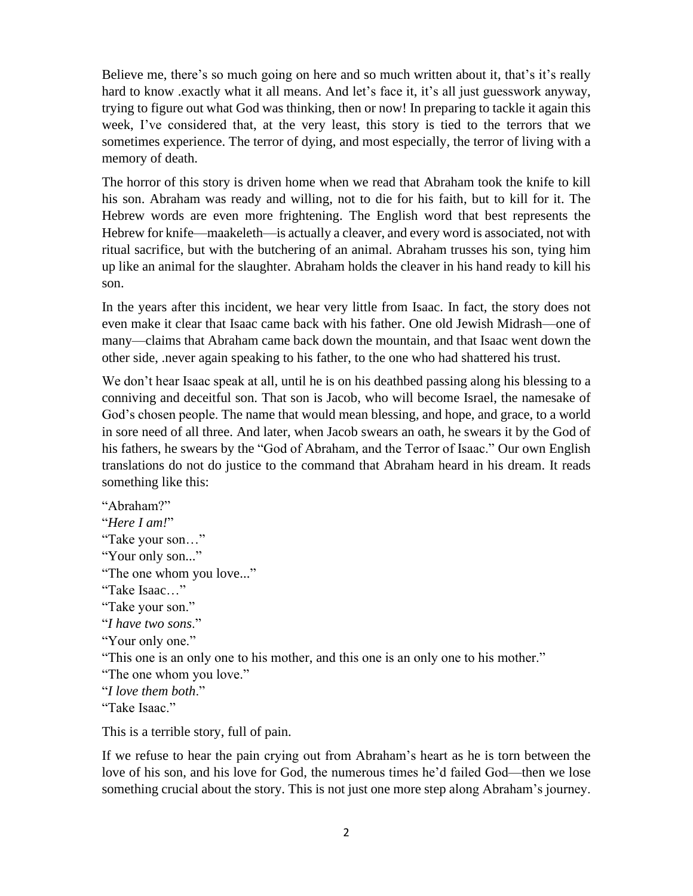Believe me, there's so much going on here and so much written about it, that's it's really hard to know .exactly what it all means. And let's face it, it's all just guesswork anyway, trying to figure out what God was thinking, then or now! In preparing to tackle it again this week, I've considered that, at the very least, this story is tied to the terrors that we sometimes experience. The terror of dying, and most especially, the terror of living with a memory of death.

The horror of this story is driven home when we read that Abraham took the knife to kill his son. Abraham was ready and willing, not to die for his faith, but to kill for it. The Hebrew words are even more frightening. The English word that best represents the Hebrew for knife—maakeleth—is actually a cleaver, and every word is associated, not with ritual sacrifice, but with the butchering of an animal. Abraham trusses his son, tying him up like an animal for the slaughter. Abraham holds the cleaver in his hand ready to kill his son.

In the years after this incident, we hear very little from Isaac. In fact, the story does not even make it clear that Isaac came back with his father. One old Jewish Midrash—one of many—claims that Abraham came back down the mountain, and that Isaac went down the other side, .never again speaking to his father, to the one who had shattered his trust.

We don't hear Isaac speak at all, until he is on his deathbed passing along his blessing to a conniving and deceitful son. That son is Jacob, who will become Israel, the namesake of God's chosen people. The name that would mean blessing, and hope, and grace, to a world in sore need of all three. And later, when Jacob swears an oath, he swears it by the God of his fathers, he swears by the "God of Abraham, and the Terror of Isaac." Our own English translations do not do justice to the command that Abraham heard in his dream. It reads something like this:

"Abraham?"  
"*Here I am!*"  
"Take your son…"  
"Your only son..."  
"The one whom you love..."  
"Take Isaac…"  
"Take your son."  
"*I have two sons*."  
"Your only one."  
"This one is an only one to his mother, and this one is an only one to his mother."  
"The one whom you love."  
"*I love them both*."  
"Take Isaac."

This is a terrible story, full of pain.

If we refuse to hear the pain crying out from Abraham's heart as he is torn between the love of his son, and his love for God, the numerous times he'd failed God—then we lose something crucial about the story. This is not just one more step along Abraham's journey.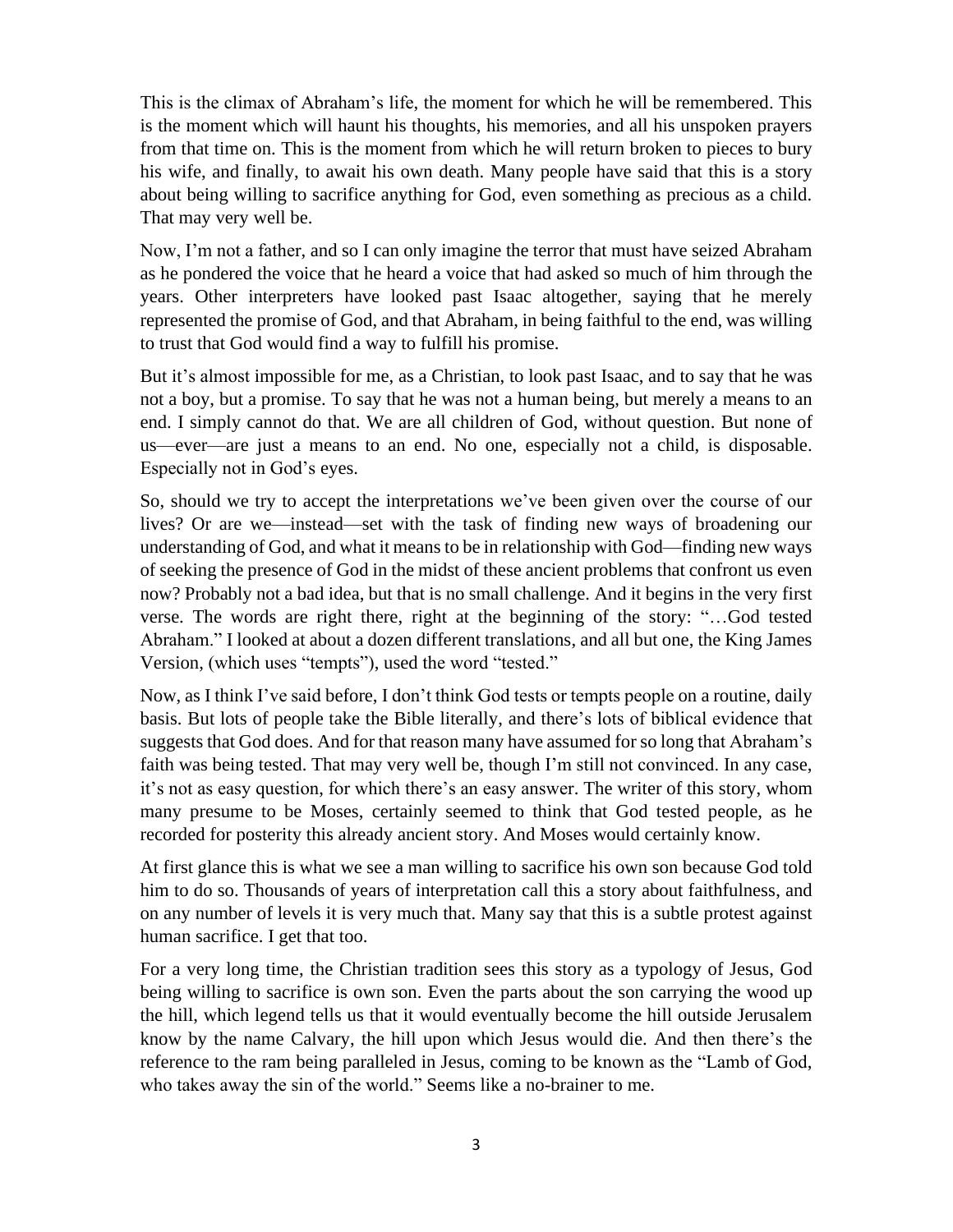This is the climax of Abraham's life, the moment for which he will be remembered. This is the moment which will haunt his thoughts, his memories, and all his unspoken prayers from that time on. This is the moment from which he will return broken to pieces to bury his wife, and finally, to await his own death. Many people have said that this is a story about being willing to sacrifice anything for God, even something as precious as a child. That may very well be.

Now, I'm not a father, and so I can only imagine the terror that must have seized Abraham as he pondered the voice that he heard a voice that had asked so much of him through the years. Other interpreters have looked past Isaac altogether, saying that he merely represented the promise of God, and that Abraham, in being faithful to the end, was willing to trust that God would find a way to fulfill his promise.

But it's almost impossible for me, as a Christian, to look past Isaac, and to say that he was not a boy, but a promise. To say that he was not a human being, but merely a means to an end. I simply cannot do that. We are all children of God, without question. But none of us—ever—are just a means to an end. No one, especially not a child, is disposable. Especially not in God's eyes.

So, should we try to accept the interpretations we've been given over the course of our lives? Or are we—instead—set with the task of finding new ways of broadening our understanding of God, and what it means to be in relationship with God—finding new ways of seeking the presence of God in the midst of these ancient problems that confront us even now? Probably not a bad idea, but that is no small challenge. And it begins in the very first verse. The words are right there, right at the beginning of the story: "…God tested Abraham." I looked at about a dozen different translations, and all but one, the King James Version, (which uses "tempts"), used the word "tested."

Now, as I think I've said before, I don't think God tests or tempts people on a routine, daily basis. But lots of people take the Bible literally, and there's lots of biblical evidence that suggests that God does. And for that reason many have assumed for so long that Abraham's faith was being tested. That may very well be, though I'm still not convinced. In any case, it's not as easy question, for which there's an easy answer. The writer of this story, whom many presume to be Moses, certainly seemed to think that God tested people, as he recorded for posterity this already ancient story. And Moses would certainly know.

At first glance this is what we see a man willing to sacrifice his own son because God told him to do so. Thousands of years of interpretation call this a story about faithfulness, and on any number of levels it is very much that. Many say that this is a subtle protest against human sacrifice. I get that too.

For a very long time, the Christian tradition sees this story as a typology of Jesus, God being willing to sacrifice is own son. Even the parts about the son carrying the wood up the hill, which legend tells us that it would eventually become the hill outside Jerusalem know by the name Calvary, the hill upon which Jesus would die. And then there's the reference to the ram being paralleled in Jesus, coming to be known as the "Lamb of God, who takes away the sin of the world." Seems like a no-brainer to me.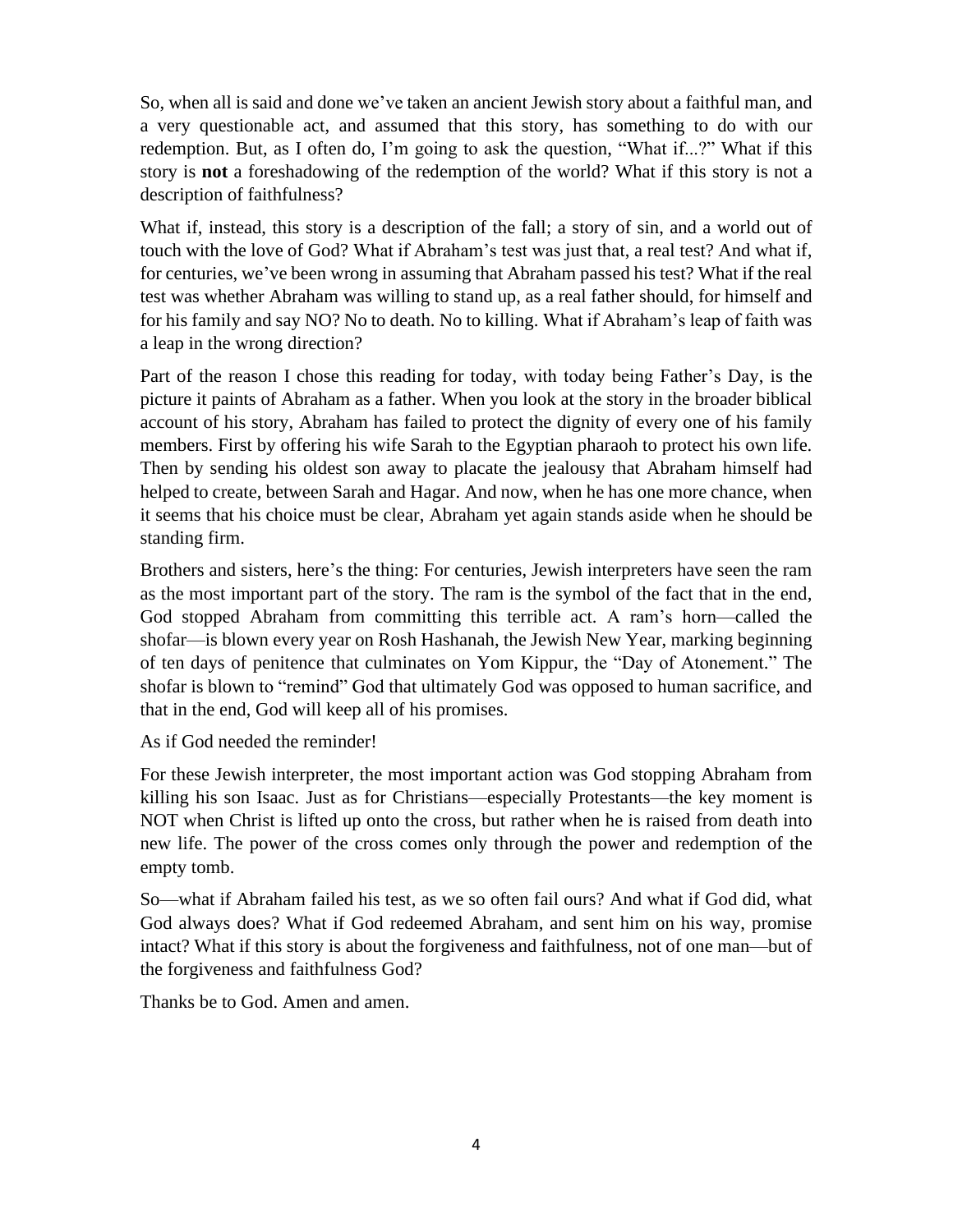So, when all is said and done we've taken an ancient Jewish story about a faithful man, and a very questionable act, and assumed that this story, has something to do with our redemption. But, as I often do, I'm going to ask the question, "What if...?" What if this story is **not** a foreshadowing of the redemption of the world? What if this story is not a description of faithfulness?

What if, instead, this story is a description of the fall; a story of sin, and a world out of touch with the love of God? What if Abraham's test was just that, a real test? And what if, for centuries, we've been wrong in assuming that Abraham passed his test? What if the real test was whether Abraham was willing to stand up, as a real father should, for himself and for his family and say NO? No to death. No to killing. What if Abraham's leap of faith was a leap in the wrong direction?

Part of the reason I chose this reading for today, with today being Father's Day, is the picture it paints of Abraham as a father. When you look at the story in the broader biblical account of his story, Abraham has failed to protect the dignity of every one of his family members. First by offering his wife Sarah to the Egyptian pharaoh to protect his own life. Then by sending his oldest son away to placate the jealousy that Abraham himself had helped to create, between Sarah and Hagar. And now, when he has one more chance, when it seems that his choice must be clear, Abraham yet again stands aside when he should be standing firm.

Brothers and sisters, here's the thing: For centuries, Jewish interpreters have seen the ram as the most important part of the story. The ram is the symbol of the fact that in the end, God stopped Abraham from committing this terrible act. A ram's horn—called the shofar—is blown every year on Rosh Hashanah, the Jewish New Year, marking beginning of ten days of penitence that culminates on Yom Kippur, the "Day of Atonement." The shofar is blown to "remind" God that ultimately God was opposed to human sacrifice, and that in the end, God will keep all of his promises.

As if God needed the reminder!

For these Jewish interpreter, the most important action was God stopping Abraham from killing his son Isaac. Just as for Christians—especially Protestants—the key moment is NOT when Christ is lifted up onto the cross, but rather when he is raised from death into new life. The power of the cross comes only through the power and redemption of the empty tomb.

So—what if Abraham failed his test, as we so often fail ours? And what if God did, what God always does? What if God redeemed Abraham, and sent him on his way, promise intact? What if this story is about the forgiveness and faithfulness, not of one man—but of the forgiveness and faithfulness God?

Thanks be to God. Amen and amen.